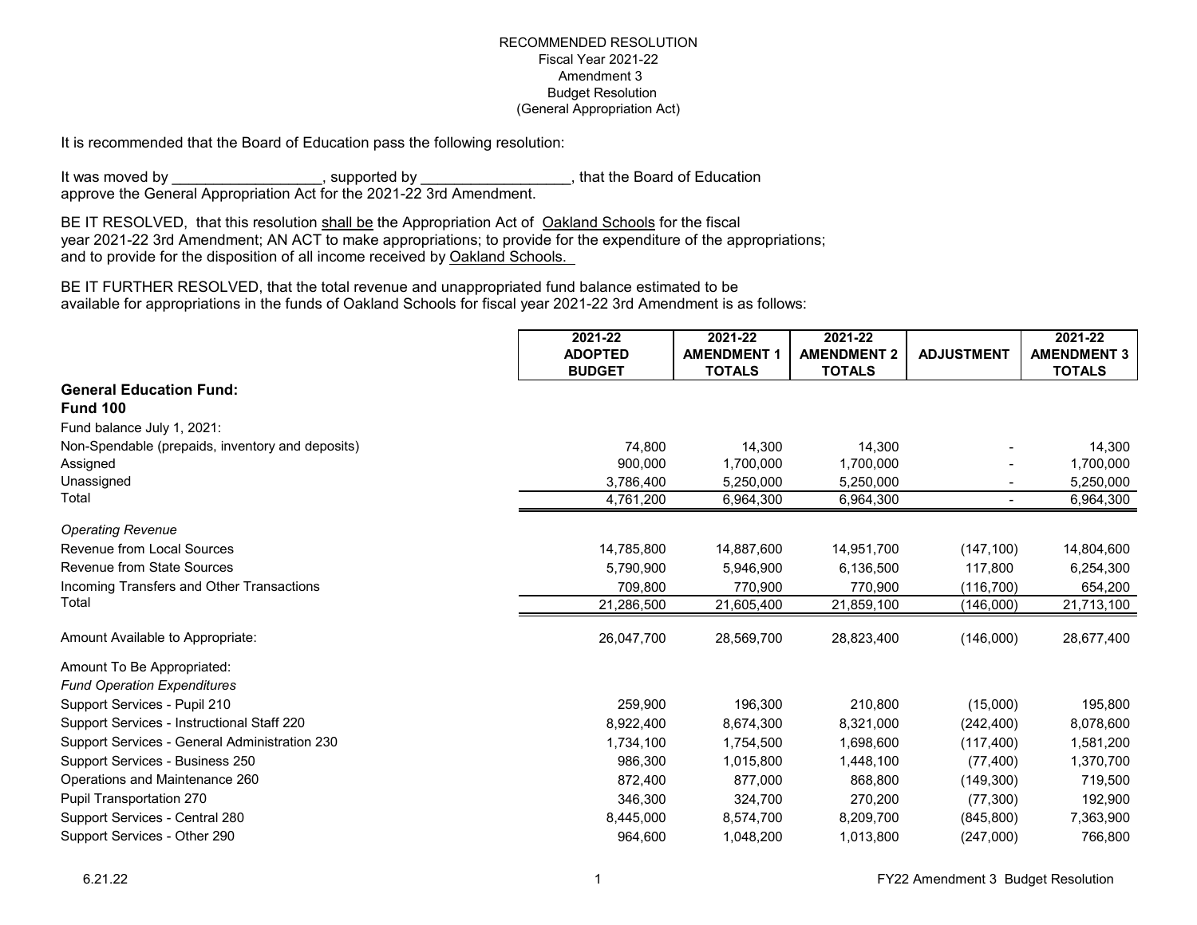RECOMMENDED RESOLUTION
Fiscal Year 2021-22
Amendment 3
Budget Resolution
(General Appropriation Act)

It is recommended that the Board of Education pass the following resolution:

It was moved by __________________, supported by __________________, that the Board of Education approve the General Appropriation Act for the 2021-22 3rd Amendment.

BE IT RESOLVED, that this resolution shall be the Appropriation Act of Oakland Schools for the fiscal year 2021-22 3rd Amendment; AN ACT to make appropriations; to provide for the expenditure of the appropriations; and to provide for the disposition of all income received by Oakland Schools.

BE IT FURTHER RESOLVED, that the total revenue and unappropriated fund balance estimated to be available for appropriations in the funds of Oakland Schools for fiscal year 2021-22 3rd Amendment is as follows:

| | 2021-22 ADOPTED BUDGET | 2021-22 AMENDMENT 1 TOTALS | 2021-22 AMENDMENT 2 TOTALS | ADJUSTMENT | 2021-22 AMENDMENT 3 TOTALS |
|---|---|---|---|---|---|
| **General Education Fund:** | | | | | |
| **Fund 100** | | | | | |
| Fund balance July 1, 2021: | | | | | |
| Non-Spendable (prepaids, inventory and deposits) | 74,800 | 14,300 | 14,300 | - | 14,300 |
| Assigned | 900,000 | 1,700,000 | 1,700,000 | - | 1,700,000 |
| Unassigned | 3,786,400 | 5,250,000 | 5,250,000 | - | 5,250,000 |
| Total | 4,761,200 | 6,964,300 | 6,964,300 | - | 6,964,300 |
| *Operating Revenue* | | | | | |
| Revenue from Local Sources | 14,785,800 | 14,887,600 | 14,951,700 | (147,100) | 14,804,600 |
| Revenue from State Sources | 5,790,900 | 5,946,900 | 6,136,500 | 117,800 | 6,254,300 |
| Incoming Transfers and Other Transactions | 709,800 | 770,900 | 770,900 | (116,700) | 654,200 |
| Total | 21,286,500 | 21,605,400 | 21,859,100 | (146,000) | 21,713,100 |
| Amount Available to Appropriate: | 26,047,700 | 28,569,700 | 28,823,400 | (146,000) | 28,677,400 |
| Amount To Be Appropriated: | | | | | |
| *Fund Operation Expenditures* | | | | | |
| Support Services - Pupil 210 | 259,900 | 196,300 | 210,800 | (15,000) | 195,800 |
| Support Services - Instructional Staff 220 | 8,922,400 | 8,674,300 | 8,321,000 | (242,400) | 8,078,600 |
| Support Services - General Administration 230 | 1,734,100 | 1,754,500 | 1,698,600 | (117,400) | 1,581,200 |
| Support Services - Business 250 | 986,300 | 1,015,800 | 1,448,100 | (77,400) | 1,370,700 |
| Operations and Maintenance 260 | 872,400 | 877,000 | 868,800 | (149,300) | 719,500 |
| Pupil Transportation 270 | 346,300 | 324,700 | 270,200 | (77,300) | 192,900 |
| Support Services - Central 280 | 8,445,000 | 8,574,700 | 8,209,700 | (845,800) | 7,363,900 |
| Support Services - Other 290 | 964,600 | 1,048,200 | 1,013,800 | (247,000) | 766,800 |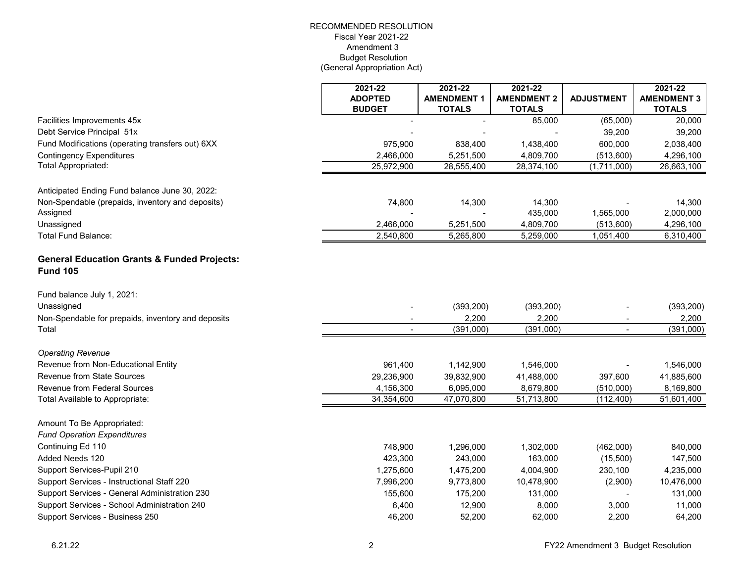RECOMMENDED RESOLUTION
Fiscal Year 2021-22
Amendment 3
Budget Resolution
(General Appropriation Act)

| | 2021-22 ADOPTED BUDGET | 2021-22 AMENDMENT 1 TOTALS | 2021-22 AMENDMENT 2 TOTALS | ADJUSTMENT | 2021-22 AMENDMENT 3 TOTALS |
|---|---|---|---|---|---|
| Facilities Improvements 45x | - | - | 85,000 | (65,000) | 20,000 |
| Debt Service Principal 51x | - | - | - | 39,200 | 39,200 |
| Fund Modifications (operating transfers out) 6XX | 975,900 | 838,400 | 1,438,400 | 600,000 | 2,038,400 |
| Contingency Expenditures | 2,466,000 | 5,251,500 | 4,809,700 | (513,600) | 4,296,100 |
| Total Appropriated: | 25,972,900 | 28,555,400 | 28,374,100 | (1,711,000) | 26,663,100 |
| | | | | | |
| Anticipated Ending Fund balance June 30, 2022: | | | | | |
| Non-Spendable (prepaids, inventory and deposits) | 74,800 | 14,300 | 14,300 | - | 14,300 |
| Assigned | - | - | 435,000 | 1,565,000 | 2,000,000 |
| Unassigned | 2,466,000 | 5,251,500 | 4,809,700 | (513,600) | 4,296,100 |
| Total Fund Balance: | 2,540,800 | 5,265,800 | 5,259,000 | 1,051,400 | 6,310,400 |

**General Education Grants & Funded Projects: Fund 105**

| | 2021-22 ADOPTED BUDGET | 2021-22 AMENDMENT 1 TOTALS | 2021-22 AMENDMENT 2 TOTALS | ADJUSTMENT | 2021-22 AMENDMENT 3 TOTALS |
|---|---|---|---|---|---|
| Fund balance July 1, 2021: | | | | | |
| Unassigned | - | (393,200) | (393,200) | - | (393,200) |
| Non-Spendable for prepaids, inventory and deposits | - | 2,200 | 2,200 | - | 2,200 |
| Total | - | (391,000) | (391,000) | - | (391,000) |
| | | | | | |
| *Operating Revenue* | | | | | |
| Revenue from Non-Educational Entity | 961,400 | 1,142,900 | 1,546,000 | - | 1,546,000 |
| Revenue from State Sources | 29,236,900 | 39,832,900 | 41,488,000 | 397,600 | 41,885,600 |
| Revenue from Federal Sources | 4,156,300 | 6,095,000 | 8,679,800 | (510,000) | 8,169,800 |
| Total Available to Appropriate: | 34,354,600 | 47,070,800 | 51,713,800 | (112,400) | 51,601,400 |
| | | | | | |
| Amount To Be Appropriated: | | | | | |
| *Fund Operation Expenditures* | | | | | |
| Continuing Ed 110 | 748,900 | 1,296,000 | 1,302,000 | (462,000) | 840,000 |
| Added Needs 120 | 423,300 | 243,000 | 163,000 | (15,500) | 147,500 |
| Support Services-Pupil 210 | 1,275,600 | 1,475,200 | 4,004,900 | 230,100 | 4,235,000 |
| Support Services - Instructional Staff 220 | 7,996,200 | 9,773,800 | 10,478,900 | (2,900) | 10,476,000 |
| Support Services - General Administration 230 | 155,600 | 175,200 | 131,000 | - | 131,000 |
| Support Services - School Administration 240 | 6,400 | 12,900 | 8,000 | 3,000 | 11,000 |
| Support Services - Business 250 | 46,200 | 52,200 | 62,000 | 2,200 | 64,200 |

6.21.22 FY22 Amendment 3 Budget Resolution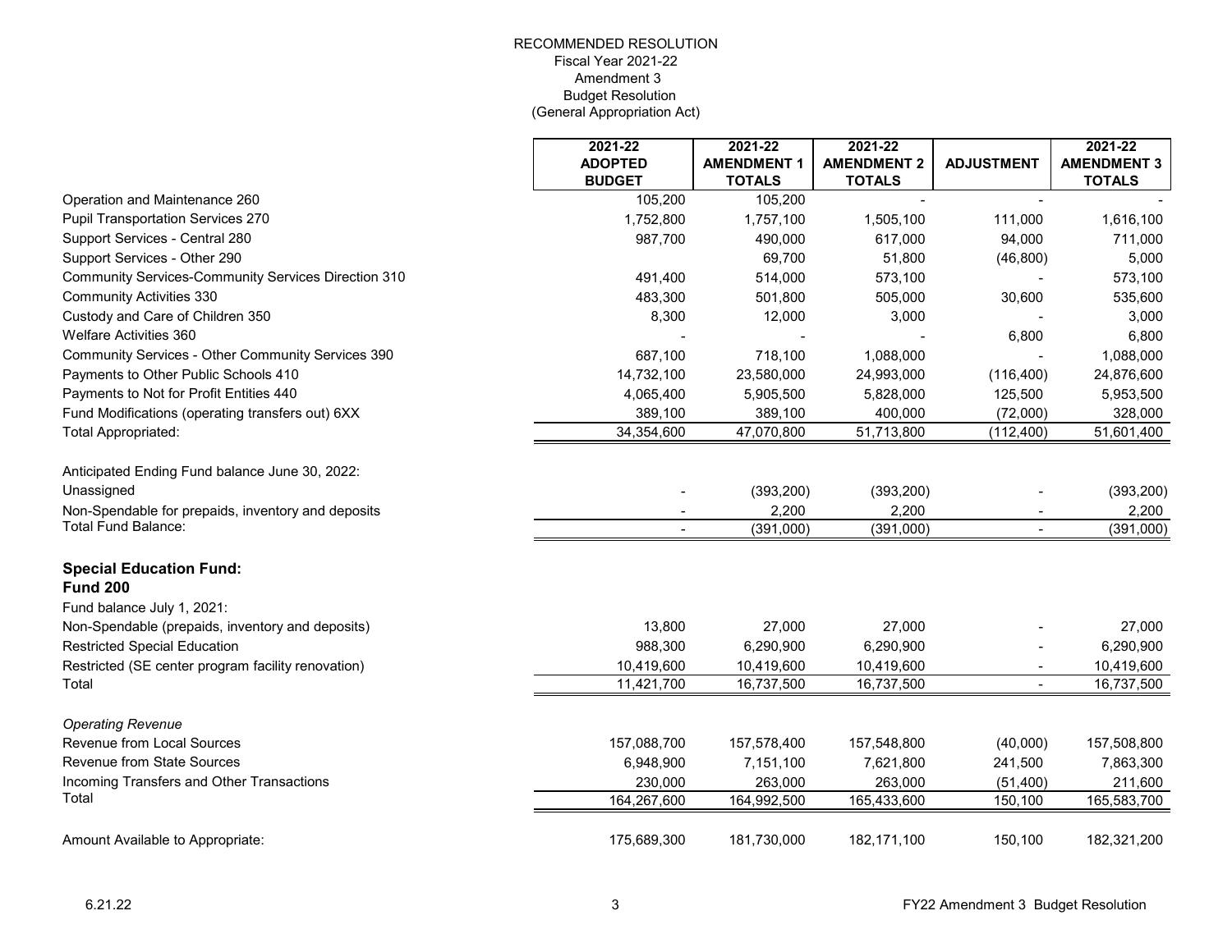RECOMMENDED RESOLUTION
Fiscal Year 2021-22
Amendment 3
Budget Resolution
(General Appropriation Act)

| | 2021-22 ADOPTED BUDGET | 2021-22 AMENDMENT 1 TOTALS | 2021-22 AMENDMENT 2 TOTALS | ADJUSTMENT | 2021-22 AMENDMENT 3 TOTALS |
|---|---|---|---|---|---|
| Operation and Maintenance 260 | 105,200 | 105,200 | - | - | - |
| Pupil Transportation Services 270 | 1,752,800 | 1,757,100 | 1,505,100 | 111,000 | 1,616,100 |
| Support Services - Central 280 | 987,700 | 490,000 | 617,000 | 94,000 | 711,000 |
| Support Services - Other 290 | | 69,700 | 51,800 | (46,800) | 5,000 |
| Community Services-Community Services Direction 310 | 491,400 | 514,000 | 573,100 | - | 573,100 |
| Community Activities 330 | 483,300 | 501,800 | 505,000 | 30,600 | 535,600 |
| Custody and Care of Children 350 | 8,300 | 12,000 | 3,000 | - | 3,000 |
| Welfare Activities 360 | - | - | - | 6,800 | 6,800 |
| Community Services - Other Community Services 390 | 687,100 | 718,100 | 1,088,000 | - | 1,088,000 |
| Payments to Other Public Schools 410 | 14,732,100 | 23,580,000 | 24,993,000 | (116,400) | 24,876,600 |
| Payments to Not for Profit Entities 440 | 4,065,400 | 5,905,500 | 5,828,000 | 125,500 | 5,953,500 |
| Fund Modifications (operating transfers out) 6XX | 389,100 | 389,100 | 400,000 | (72,000) | 328,000 |
| Total Appropriated: | 34,354,600 | 47,070,800 | 51,713,800 | (112,400) | 51,601,400 |
| | | | | | |
| Anticipated Ending Fund balance June 30, 2022: | | | | | |
| Unassigned | - | (393,200) | (393,200) | - | (393,200) |
| Non-Spendable for prepaids, inventory and deposits | - | 2,200 | 2,200 | - | 2,200 |
| Total Fund Balance: | - | (391,000) | (391,000) | - | (391,000) |

**Special Education Fund:**
**Fund 200**

| | 2021-22 ADOPTED BUDGET | 2021-22 AMENDMENT 1 TOTALS | 2021-22 AMENDMENT 2 TOTALS | ADJUSTMENT | 2021-22 AMENDMENT 3 TOTALS |
|---|---|---|---|---|---|
| Fund balance July 1, 2021: | | | | | |
| Non-Spendable (prepaids, inventory and deposits) | 13,800 | 27,000 | 27,000 | - | 27,000 |
| Restricted Special Education | 988,300 | 6,290,900 | 6,290,900 | - | 6,290,900 |
| Restricted (SE center program facility renovation) | 10,419,600 | 10,419,600 | 10,419,600 | - | 10,419,600 |
| Total | 11,421,700 | 16,737,500 | 16,737,500 | - | 16,737,500 |
| | | | | | |
| *Operating Revenue* | | | | | |
| Revenue from Local Sources | 157,088,700 | 157,578,400 | 157,548,800 | (40,000) | 157,508,800 |
| Revenue from State Sources | 6,948,900 | 7,151,100 | 7,621,800 | 241,500 | 7,863,300 |
| Incoming Transfers and Other Transactions | 230,000 | 263,000 | 263,000 | (51,400) | 211,600 |
| Total | 164,267,600 | 164,992,500 | 165,433,600 | 150,100 | 165,583,700 |
| | | | | | |
| Amount Available to Appropriate: | 175,689,300 | 181,730,000 | 182,171,100 | 150,100 | 182,321,200 |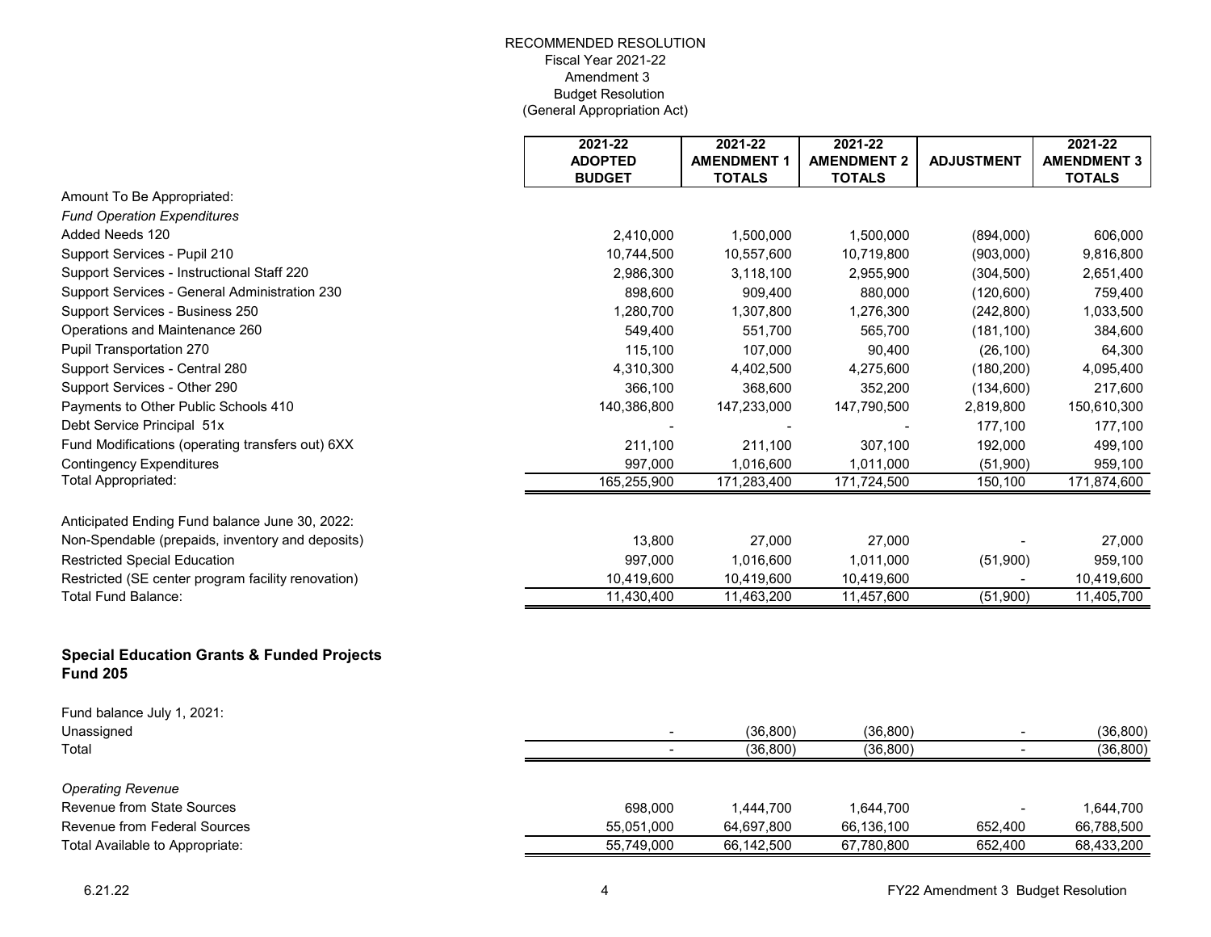RECOMMENDED RESOLUTION
Fiscal Year 2021-22
Amendment 3
Budget Resolution
(General Appropriation Act)

| | 2021-22 ADOPTED BUDGET | 2021-22 AMENDMENT 1 TOTALS | 2021-22 AMENDMENT 2 TOTALS | ADJUSTMENT | 2021-22 AMENDMENT 3 TOTALS |
|---|---|---|---|---|---|
| Amount To Be Appropriated: | | | | | |
| *Fund Operation Expenditures* | | | | | |
| Added Needs 120 | 2,410,000 | 1,500,000 | 1,500,000 | (894,000) | 606,000 |
| Support Services - Pupil 210 | 10,744,500 | 10,557,600 | 10,719,800 | (903,000) | 9,816,800 |
| Support Services - Instructional Staff 220 | 2,986,300 | 3,118,100 | 2,955,900 | (304,500) | 2,651,400 |
| Support Services - General Administration 230 | 898,600 | 909,400 | 880,000 | (120,600) | 759,400 |
| Support Services - Business 250 | 1,280,700 | 1,307,800 | 1,276,300 | (242,800) | 1,033,500 |
| Operations and Maintenance 260 | 549,400 | 551,700 | 565,700 | (181,100) | 384,600 |
| Pupil Transportation 270 | 115,100 | 107,000 | 90,400 | (26,100) | 64,300 |
| Support Services - Central 280 | 4,310,300 | 4,402,500 | 4,275,600 | (180,200) | 4,095,400 |
| Support Services - Other 290 | 366,100 | 368,600 | 352,200 | (134,600) | 217,600 |
| Payments to Other Public Schools 410 | 140,386,800 | 147,233,000 | 147,790,500 | 2,819,800 | 150,610,300 |
| Debt Service Principal 51x | - | - | - | 177,100 | 177,100 |
| Fund Modifications (operating transfers out) 6XX | 211,100 | 211,100 | 307,100 | 192,000 | 499,100 |
| Contingency Expenditures | 997,000 | 1,016,600 | 1,011,000 | (51,900) | 959,100 |
| Total Appropriated: | 165,255,900 | 171,283,400 | 171,724,500 | 150,100 | 171,874,600 |
| | | | | | |
| Anticipated Ending Fund balance June 30, 2022: | | | | | |
| Non-Spendable (prepaids, inventory and deposits) | 13,800 | 27,000 | 27,000 | - | 27,000 |
| Restricted Special Education | 997,000 | 1,016,600 | 1,011,000 | (51,900) | 959,100 |
| Restricted (SE center program facility renovation) | 10,419,600 | 10,419,600 | 10,419,600 | - | 10,419,600 |
| Total Fund Balance: | 11,430,400 | 11,463,200 | 11,457,600 | (51,900) | 11,405,700 |

**Special Education Grants & Funded Projects**
**Fund 205**

| | 2021-22 ADOPTED BUDGET | 2021-22 AMENDMENT 1 TOTALS | 2021-22 AMENDMENT 2 TOTALS | ADJUSTMENT | 2021-22 AMENDMENT 3 TOTALS |
|---|---|---|---|---|---|
| Fund balance July 1, 2021: | | | | | |
| Unassigned | - | (36,800) | (36,800) | - | (36,800) |
| Total | - | (36,800) | (36,800) | - | (36,800) |
| | | | | | |
| *Operating Revenue* | | | | | |
| Revenue from State Sources | 698,000 | 1,444,700 | 1,644,700 | - | 1,644,700 |
| Revenue from Federal Sources | 55,051,000 | 64,697,800 | 66,136,100 | 652,400 | 66,788,500 |
| Total Available to Appropriate: | 55,749,000 | 66,142,500 | 67,780,800 | 652,400 | 68,433,200 |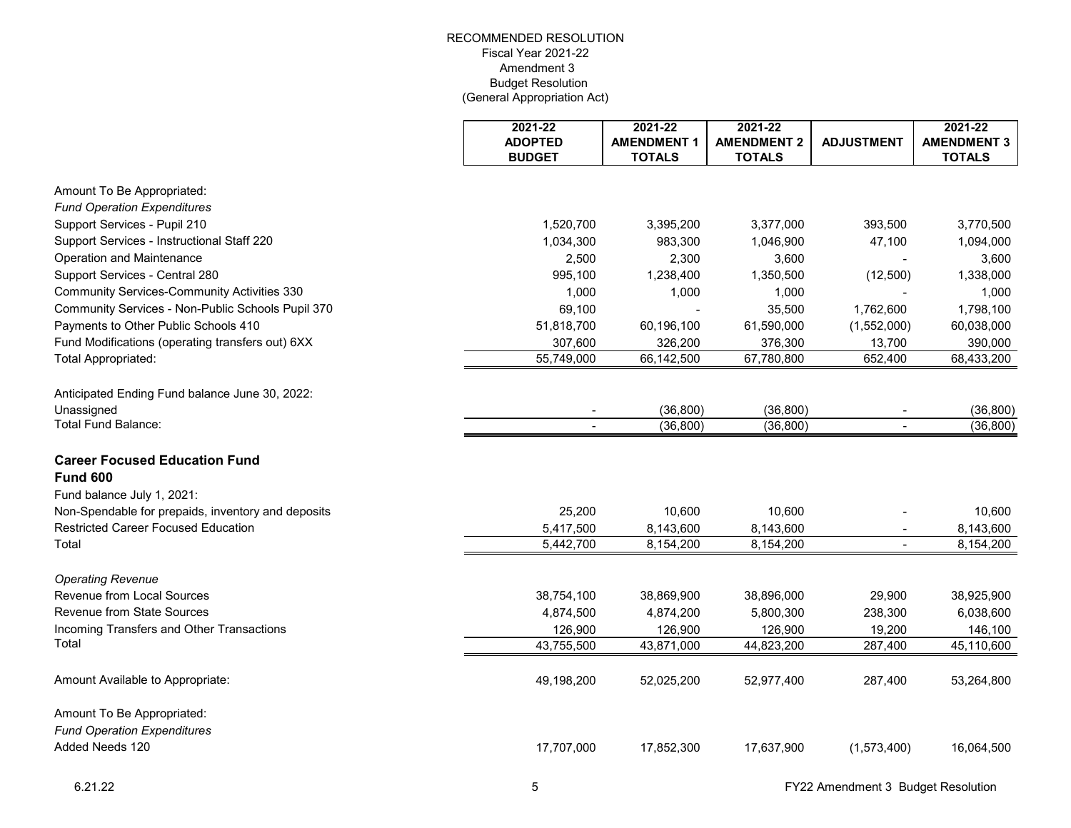RECOMMENDED RESOLUTION
Fiscal Year 2021-22
Amendment 3
Budget Resolution
(General Appropriation Act)

| | 2021-22 ADOPTED BUDGET | 2021-22 AMENDMENT 1 TOTALS | 2021-22 AMENDMENT 2 TOTALS | ADJUSTMENT | 2021-22 AMENDMENT 3 TOTALS |
|---|---|---|---|---|---|
| Amount To Be Appropriated: | | | | | |
| *Fund Operation Expenditures* | | | | | |
| Support Services - Pupil 210 | 1,520,700 | 3,395,200 | 3,377,000 | 393,500 | 3,770,500 |
| Support Services - Instructional Staff 220 | 1,034,300 | 983,300 | 1,046,900 | 47,100 | 1,094,000 |
| Operation and Maintenance | 2,500 | 2,300 | 3,600 | - | 3,600 |
| Support Services - Central 280 | 995,100 | 1,238,400 | 1,350,500 | (12,500) | 1,338,000 |
| Community Services-Community Activities 330 | 1,000 | 1,000 | 1,000 | - | 1,000 |
| Community Services - Non-Public Schools Pupil 370 | 69,100 | - | 35,500 | 1,762,600 | 1,798,100 |
| Payments to Other Public Schools 410 | 51,818,700 | 60,196,100 | 61,590,000 | (1,552,000) | 60,038,000 |
| Fund Modifications (operating transfers out) 6XX | 307,600 | 326,200 | 376,300 | 13,700 | 390,000 |
| Total Appropriated: | 55,749,000 | 66,142,500 | 67,780,800 | 652,400 | 68,433,200 |
| | | | | | |
| Anticipated Ending Fund balance June 30, 2022: | | | | | |
| Unassigned | - | (36,800) | (36,800) | - | (36,800) |
| Total Fund Balance: | - | (36,800) | (36,800) | - | (36,800) |

## Career Focused Education Fund
## Fund 600

| | 2021-22 ADOPTED BUDGET | 2021-22 AMENDMENT 1 TOTALS | 2021-22 AMENDMENT 2 TOTALS | ADJUSTMENT | 2021-22 AMENDMENT 3 TOTALS |
|---|---|---|---|---|---|
| Fund balance July 1, 2021: | | | | | |
| Non-Spendable for prepaids, inventory and deposits | 25,200 | 10,600 | 10,600 | - | 10,600 |
| Restricted Career Focused Education | 5,417,500 | 8,143,600 | 8,143,600 | - | 8,143,600 |
| Total | 5,442,700 | 8,154,200 | 8,154,200 | - | 8,154,200 |
| | | | | | |
| *Operating Revenue* | | | | | |
| Revenue from Local Sources | 38,754,100 | 38,869,900 | 38,896,000 | 29,900 | 38,925,900 |
| Revenue from State Sources | 4,874,500 | 4,874,200 | 5,800,300 | 238,300 | 6,038,600 |
| Incoming Transfers and Other Transactions | 126,900 | 126,900 | 126,900 | 19,200 | 146,100 |
| Total | 43,755,500 | 43,871,000 | 44,823,200 | 287,400 | 45,110,600 |
| | | | | | |
| Amount Available to Appropriate: | 49,198,200 | 52,025,200 | 52,977,400 | 287,400 | 53,264,800 |
| | | | | | |
| Amount To Be Appropriated: | | | | | |
| *Fund Operation Expenditures* | | | | | |
| Added Needs 120 | 17,707,000 | 17,852,300 | 17,637,900 | (1,573,400) | 16,064,500 |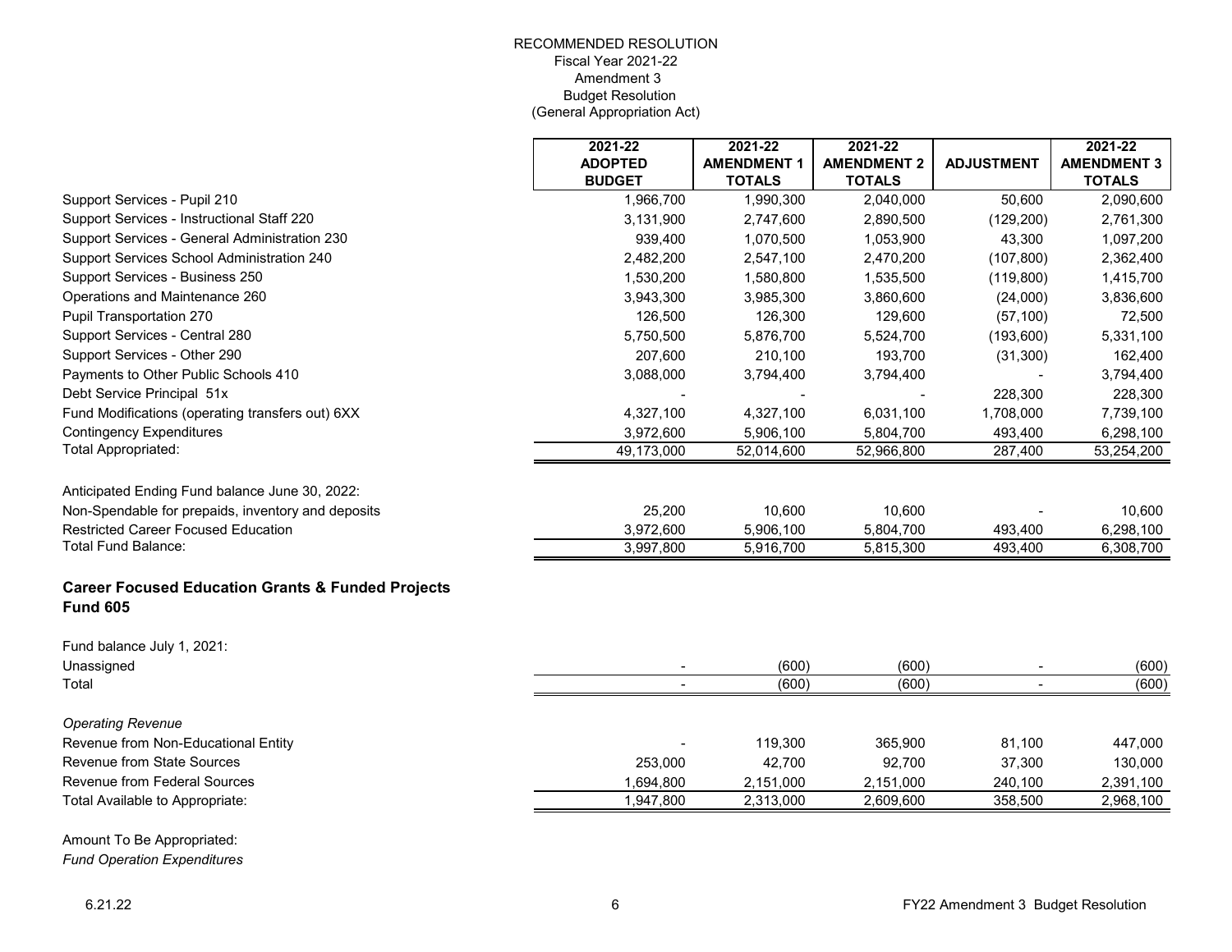RECOMMENDED RESOLUTION
Fiscal Year 2021-22
Amendment 3
Budget Resolution
(General Appropriation Act)

| | 2021-22 ADOPTED BUDGET | 2021-22 AMENDMENT 1 TOTALS | 2021-22 AMENDMENT 2 TOTALS | ADJUSTMENT | 2021-22 AMENDMENT 3 TOTALS |
|---|---|---|---|---|---|
| Support Services - Pupil 210 | 1,966,700 | 1,990,300 | 2,040,000 | 50,600 | 2,090,600 |
| Support Services - Instructional Staff 220 | 3,131,900 | 2,747,600 | 2,890,500 | (129,200) | 2,761,300 |
| Support Services - General Administration 230 | 939,400 | 1,070,500 | 1,053,900 | 43,300 | 1,097,200 |
| Support Services School Administration 240 | 2,482,200 | 2,547,100 | 2,470,200 | (107,800) | 2,362,400 |
| Support Services - Business 250 | 1,530,200 | 1,580,800 | 1,535,500 | (119,800) | 1,415,700 |
| Operations and Maintenance 260 | 3,943,300 | 3,985,300 | 3,860,600 | (24,000) | 3,836,600 |
| Pupil Transportation 270 | 126,500 | 126,300 | 129,600 | (57,100) | 72,500 |
| Support Services - Central 280 | 5,750,500 | 5,876,700 | 5,524,700 | (193,600) | 5,331,100 |
| Support Services - Other 290 | 207,600 | 210,100 | 193,700 | (31,300) | 162,400 |
| Payments to Other Public Schools 410 | 3,088,000 | 3,794,400 | 3,794,400 | - | 3,794,400 |
| Debt Service Principal 51x | - | - | - | 228,300 | 228,300 |
| Fund Modifications (operating transfers out) 6XX | 4,327,100 | 4,327,100 | 6,031,100 | 1,708,000 | 7,739,100 |
| Contingency Expenditures | 3,972,600 | 5,906,100 | 5,804,700 | 493,400 | 6,298,100 |
| Total Appropriated: | 49,173,000 | 52,014,600 | 52,966,800 | 287,400 | 53,254,200 |
| | | | | | |
| Anticipated Ending Fund balance June 30, 2022: | | | | | |
| Non-Spendable for prepaids, inventory and deposits | 25,200 | 10,600 | 10,600 | - | 10,600 |
| Restricted Career Focused Education | 3,972,600 | 5,906,100 | 5,804,700 | 493,400 | 6,298,100 |
| Total Fund Balance: | 3,997,800 | 5,916,700 | 5,815,300 | 493,400 | 6,308,700 |

**Career Focused Education Grants & Funded Projects Fund 605**

| | 2021-22 ADOPTED BUDGET | 2021-22 AMENDMENT 1 TOTALS | 2021-22 AMENDMENT 2 TOTALS | ADJUSTMENT | 2021-22 AMENDMENT 3 TOTALS |
|---|---|---|---|---|---|
| Fund balance July 1, 2021: | | | | | |
| Unassigned | - | (600) | (600) | - | (600) |
| Total | - | (600) | (600) | - | (600) |
| | | | | | |
| *Operating Revenue* | | | | | |
| Revenue from Non-Educational Entity | - | 119,300 | 365,900 | 81,100 | 447,000 |
| Revenue from State Sources | 253,000 | 42,700 | 92,700 | 37,300 | 130,000 |
| Revenue from Federal Sources | 1,694,800 | 2,151,000 | 2,151,000 | 240,100 | 2,391,100 |
| Total Available to Appropriate: | 1,947,800 | 2,313,000 | 2,609,600 | 358,500 | 2,968,100 |

Amount To Be Appropriated:

*Fund Operation Expenditures*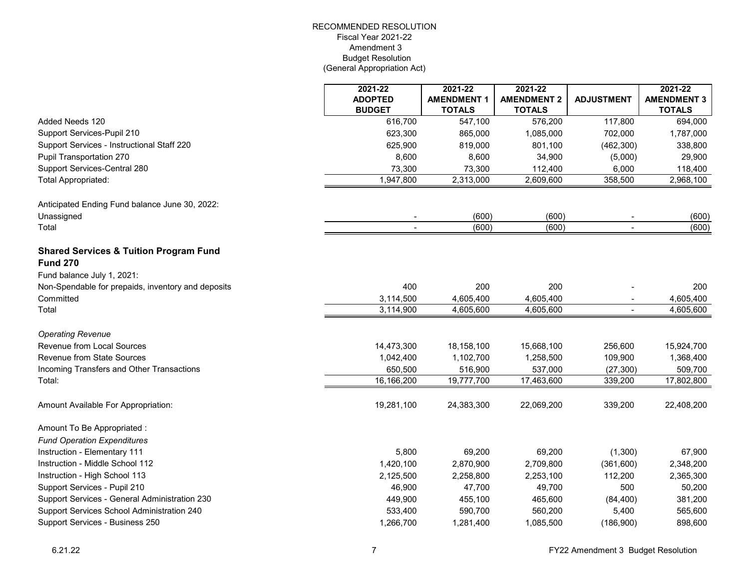RECOMMENDED RESOLUTION
Fiscal Year 2021-22
Amendment 3
Budget Resolution
(General Appropriation Act)

| | 2021-22 ADOPTED BUDGET | 2021-22 AMENDMENT 1 TOTALS | 2021-22 AMENDMENT 2 TOTALS | ADJUSTMENT | 2021-22 AMENDMENT 3 TOTALS |
|---|---|---|---|---|---|
| Added Needs 120 | 616,700 | 547,100 | 576,200 | 117,800 | 694,000 |
| Support Services-Pupil 210 | 623,300 | 865,000 | 1,085,000 | 702,000 | 1,787,000 |
| Support Services - Instructional Staff 220 | 625,900 | 819,000 | 801,100 | (462,300) | 338,800 |
| Pupil Transportation 270 | 8,600 | 8,600 | 34,900 | (5,000) | 29,900 |
| Support Services-Central 280 | 73,300 | 73,300 | 112,400 | 6,000 | 118,400 |
| Total Appropriated: | 1,947,800 | 2,313,000 | 2,609,600 | 358,500 | 2,968,100 |
| | | | | | |
| Anticipated Ending Fund balance June 30, 2022: | | | | | |
| Unassigned | - | (600) | (600) | - | (600) |
| Total | - | (600) | (600) | - | (600) |
| | | | | | |
| **Shared Services & Tuition Program Fund Fund 270** | | | | | |
| Fund balance July 1, 2021: | | | | | |
| Non-Spendable for prepaids, inventory and deposits | 400 | 200 | 200 | - | 200 |
| Committed | 3,114,500 | 4,605,400 | 4,605,400 | - | 4,605,400 |
| Total | 3,114,900 | 4,605,600 | 4,605,600 | - | 4,605,600 |
| | | | | | |
| *Operating Revenue* | | | | | |
| Revenue from Local Sources | 14,473,300 | 18,158,100 | 15,668,100 | 256,600 | 15,924,700 |
| Revenue from State Sources | 1,042,400 | 1,102,700 | 1,258,500 | 109,900 | 1,368,400 |
| Incoming Transfers and Other Transactions | 650,500 | 516,900 | 537,000 | (27,300) | 509,700 |
| Total: | 16,166,200 | 19,777,700 | 17,463,600 | 339,200 | 17,802,800 |
| | | | | | |
| Amount Available For Appropriation: | 19,281,100 | 24,383,300 | 22,069,200 | 339,200 | 22,408,200 |
| | | | | | |
| Amount To Be Appropriated : | | | | | |
| *Fund Operation Expenditures* | | | | | |
| Instruction - Elementary 111 | 5,800 | 69,200 | 69,200 | (1,300) | 67,900 |
| Instruction - Middle School 112 | 1,420,100 | 2,870,900 | 2,709,800 | (361,600) | 2,348,200 |
| Instruction - High School 113 | 2,125,500 | 2,258,800 | 2,253,100 | 112,200 | 2,365,300 |
| Support Services - Pupil 210 | 46,900 | 47,700 | 49,700 | 500 | 50,200 |
| Support Services - General Administration 230 | 449,900 | 455,100 | 465,600 | (84,400) | 381,200 |
| Support Services School Administration 240 | 533,400 | 590,700 | 560,200 | 5,400 | 565,600 |
| Support Services - Business 250 | 1,266,700 | 1,281,400 | 1,085,500 | (186,900) | 898,600 |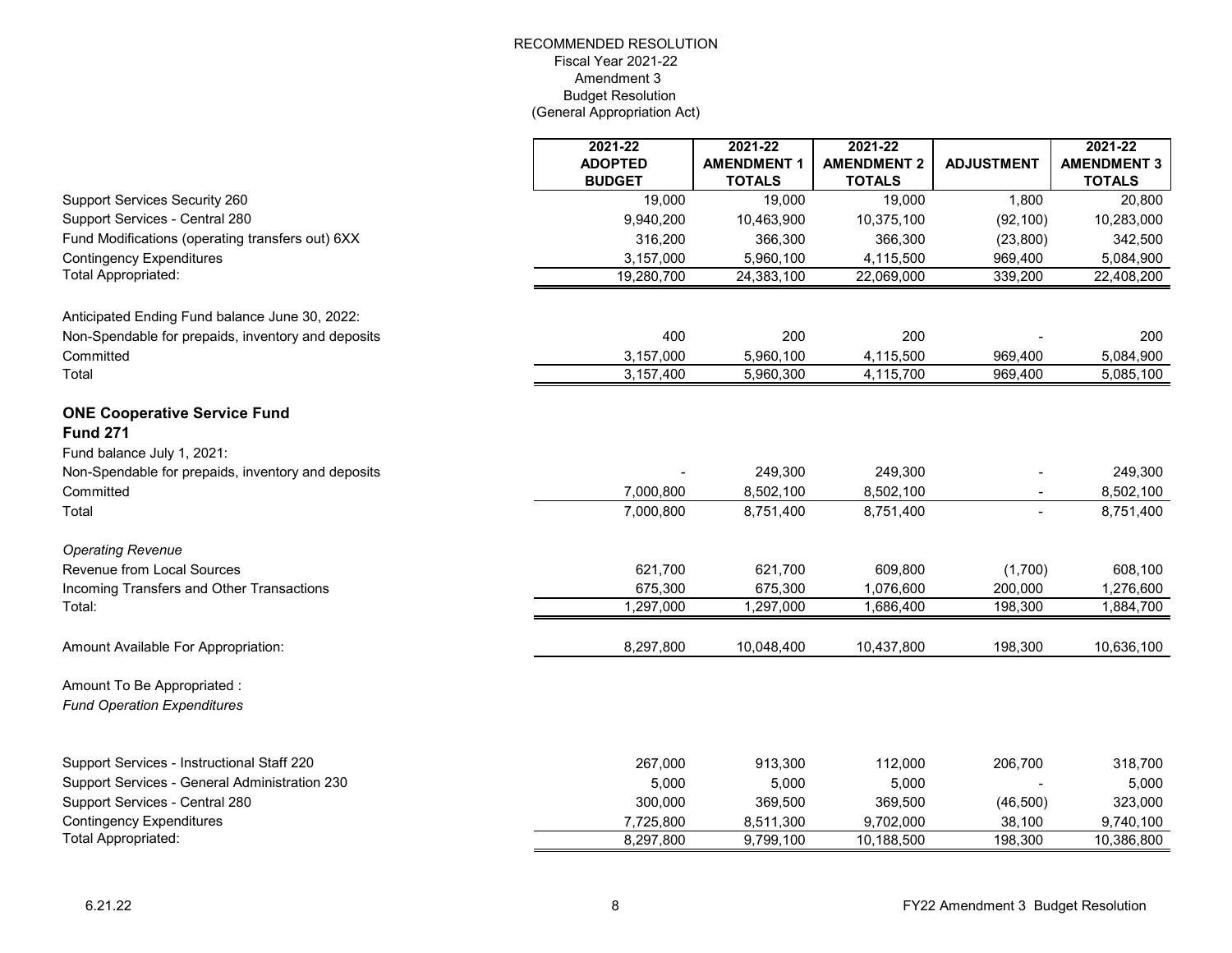RECOMMENDED RESOLUTION
Fiscal Year 2021-22
Amendment 3
Budget Resolution
(General Appropriation Act)

| | 2021-22 ADOPTED BUDGET | 2021-22 AMENDMENT 1 TOTALS | 2021-22 AMENDMENT 2 TOTALS | ADJUSTMENT | 2021-22 AMENDMENT 3 TOTALS |
|---|---|---|---|---|---|
| Support Services Security 260 | 19,000 | 19,000 | 19,000 | 1,800 | 20,800 |
| Support Services - Central 280 | 9,940,200 | 10,463,900 | 10,375,100 | (92,100) | 10,283,000 |
| Fund Modifications (operating transfers out) 6XX | 316,200 | 366,300 | 366,300 | (23,800) | 342,500 |
| Contingency Expenditures | 3,157,000 | 5,960,100 | 4,115,500 | 969,400 | 5,084,900 |
| Total Appropriated: | 19,280,700 | 24,383,100 | 22,069,000 | 339,200 | 22,408,200 |
| | | | | | |
| Anticipated Ending Fund balance June 30, 2022: | | | | | |
| Non-Spendable for prepaids, inventory and deposits | 400 | 200 | 200 | - | 200 |
| Committed | 3,157,000 | 5,960,100 | 4,115,500 | 969,400 | 5,084,900 |
| Total | 3,157,400 | 5,960,300 | 4,115,700 | 969,400 | 5,085,100 |
| | | | | | |
| **ONE Cooperative Service Fund** | | | | | |
| **Fund 271** | | | | | |
| Fund balance July 1, 2021: | | | | | |
| Non-Spendable for prepaids, inventory and deposits | - | 249,300 | 249,300 | - | 249,300 |
| Committed | 7,000,800 | 8,502,100 | 8,502,100 | - | 8,502,100 |
| Total | 7,000,800 | 8,751,400 | 8,751,400 | - | 8,751,400 |
| | | | | | |
| *Operating Revenue* | | | | | |
| Revenue from Local Sources | 621,700 | 621,700 | 609,800 | (1,700) | 608,100 |
| Incoming Transfers and Other Transactions | 675,300 | 675,300 | 1,076,600 | 200,000 | 1,276,600 |
| Total: | 1,297,000 | 1,297,000 | 1,686,400 | 198,300 | 1,884,700 |
| | | | | | |
| Amount Available For Appropriation: | 8,297,800 | 10,048,400 | 10,437,800 | 198,300 | 10,636,100 |
| | | | | | |
| Amount To Be Appropriated : | | | | | |
| *Fund Operation Expenditures* | | | | | |
| | | | | | |
| Support Services - Instructional Staff 220 | 267,000 | 913,300 | 112,000 | 206,700 | 318,700 |
| Support Services - General Administration 230 | 5,000 | 5,000 | 5,000 | - | 5,000 |
| Support Services - Central 280 | 300,000 | 369,500 | 369,500 | (46,500) | 323,000 |
| Contingency Expenditures | 7,725,800 | 8,511,300 | 9,702,000 | 38,100 | 9,740,100 |
| Total Appropriated: | 8,297,800 | 9,799,100 | 10,188,500 | 198,300 | 10,386,800 |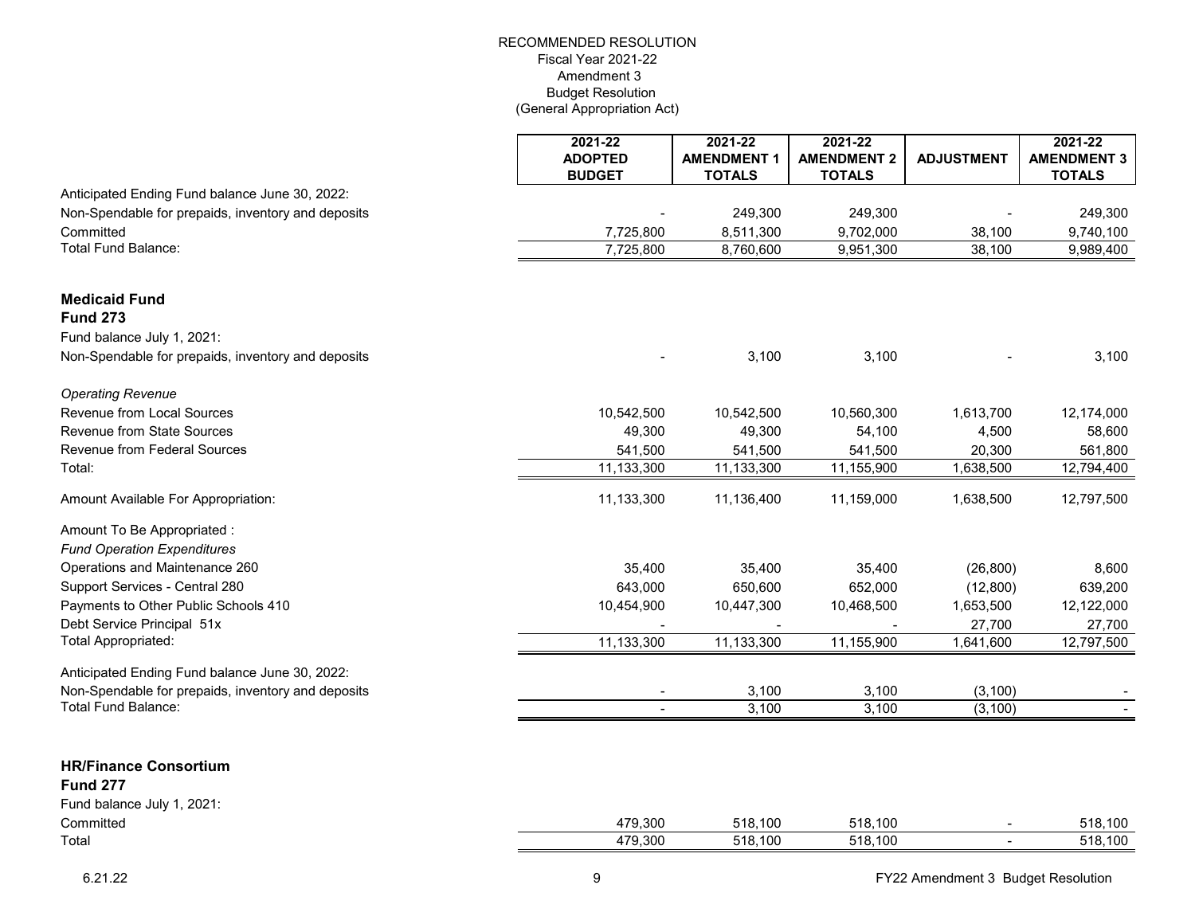RECOMMENDED RESOLUTION
Fiscal Year 2021-22
Amendment 3
Budget Resolution
(General Appropriation Act)

| | 2021-22 ADOPTED BUDGET | 2021-22 AMENDMENT 1 TOTALS | 2021-22 AMENDMENT 2 TOTALS | ADJUSTMENT | 2021-22 AMENDMENT 3 TOTALS |
|---|---|---|---|---|---|
| Anticipated Ending Fund balance June 30, 2022: | | | | | |
| Non-Spendable for prepaids, inventory and deposits | - | 249,300 | 249,300 | - | 249,300 |
| Committed | 7,725,800 | 8,511,300 | 9,702,000 | 38,100 | 9,740,100 |
| Total Fund Balance: | 7,725,800 | 8,760,600 | 9,951,300 | 38,100 | 9,989,400 |
| | | | | | |
| **Medicaid Fund** | | | | | |
| **Fund 273** | | | | | |
| Fund balance July 1, 2021: | | | | | |
| Non-Spendable for prepaids, inventory and deposits | - | 3,100 | 3,100 | - | 3,100 |
| | | | | | |
| *Operating Revenue* | | | | | |
| Revenue from Local Sources | 10,542,500 | 10,542,500 | 10,560,300 | 1,613,700 | 12,174,000 |
| Revenue from State Sources | 49,300 | 49,300 | 54,100 | 4,500 | 58,600 |
| Revenue from Federal Sources | 541,500 | 541,500 | 541,500 | 20,300 | 561,800 |
| Total: | 11,133,300 | 11,133,300 | 11,155,900 | 1,638,500 | 12,794,400 |
| | | | | | |
| Amount Available For Appropriation: | 11,133,300 | 11,136,400 | 11,159,000 | 1,638,500 | 12,797,500 |
| | | | | | |
| Amount To Be Appropriated : | | | | | |
| *Fund Operation Expenditures* | | | | | |
| Operations and Maintenance 260 | 35,400 | 35,400 | 35,400 | (26,800) | 8,600 |
| Support Services - Central 280 | 643,000 | 650,600 | 652,000 | (12,800) | 639,200 |
| Payments to Other Public Schools 410 | 10,454,900 | 10,447,300 | 10,468,500 | 1,653,500 | 12,122,000 |
| Debt Service Principal 51x | - | - | - | 27,700 | 27,700 |
| Total Appropriated: | 11,133,300 | 11,133,300 | 11,155,900 | 1,641,600 | 12,797,500 |
| | | | | | |
| Anticipated Ending Fund balance June 30, 2022: | | | | | |
| Non-Spendable for prepaids, inventory and deposits | - | 3,100 | 3,100 | (3,100) | - |
| Total Fund Balance: | - | 3,100 | 3,100 | (3,100) | - |
| | | | | | |
| **HR/Finance Consortium** | | | | | |
| **Fund 277** | | | | | |
| Fund balance July 1, 2021: | | | | | |
| Committed | 479,300 | 518,100 | 518,100 | - | 518,100 |
| Total | 479,300 | 518,100 | 518,100 | - | 518,100 |

6.21.22 FY22 Amendment 3 Budget Resolution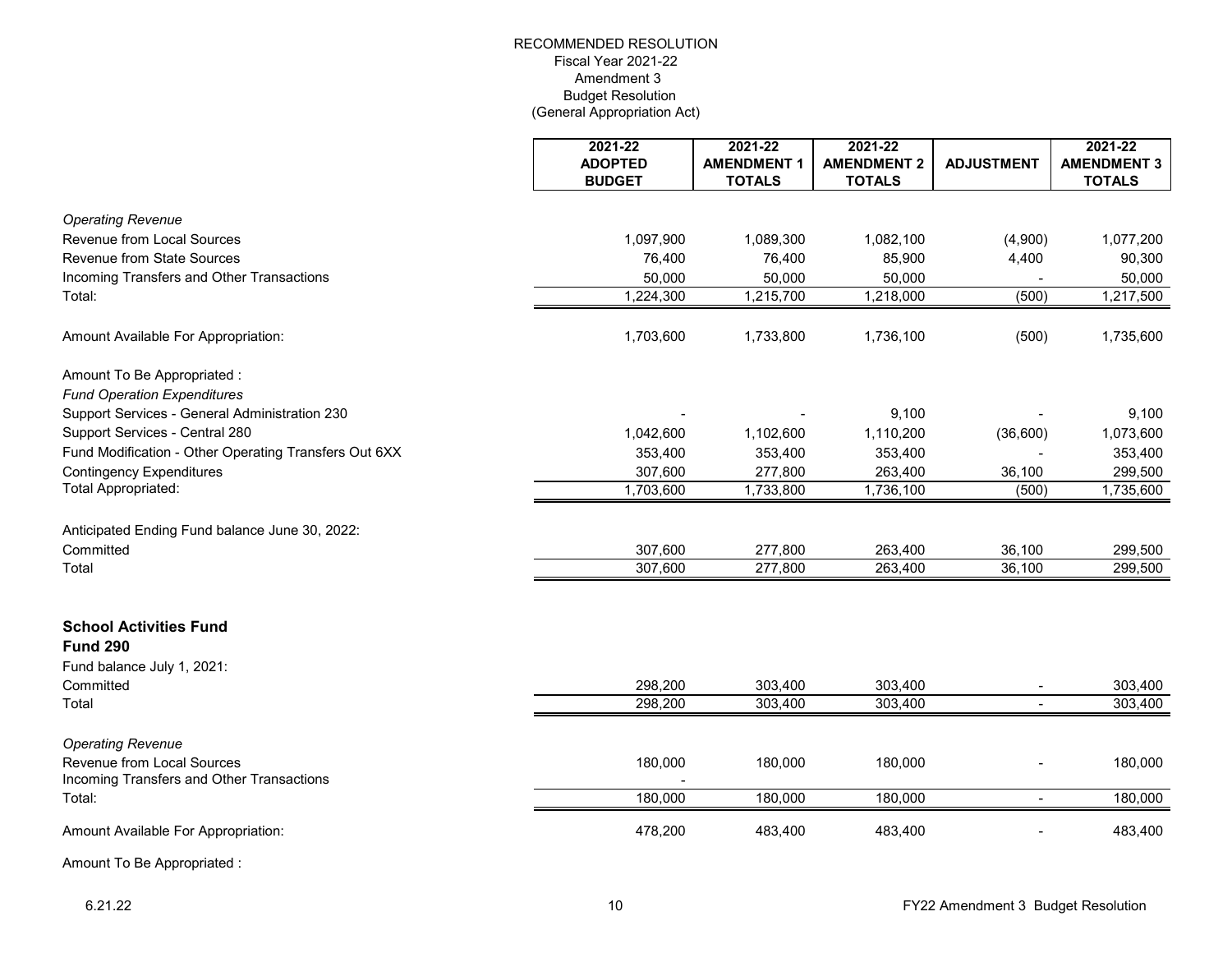RECOMMENDED RESOLUTION
Fiscal Year 2021-22
Amendment 3
Budget Resolution
(General Appropriation Act)

| | 2021-22 ADOPTED BUDGET | 2021-22 AMENDMENT 1 TOTALS | 2021-22 AMENDMENT 2 TOTALS | ADJUSTMENT | 2021-22 AMENDMENT 3 TOTALS |
|---|---|---|---|---|---|
| *Operating Revenue* | | | | | |
| Revenue from Local Sources | 1,097,900 | 1,089,300 | 1,082,100 | (4,900) | 1,077,200 |
| Revenue from State Sources | 76,400 | 76,400 | 85,900 | 4,400 | 90,300 |
| Incoming Transfers and Other Transactions | 50,000 | 50,000 | 50,000 | - | 50,000 |
| Total: | 1,224,300 | 1,215,700 | 1,218,000 | (500) | 1,217,500 |
| Amount Available For Appropriation: | 1,703,600 | 1,733,800 | 1,736,100 | (500) | 1,735,600 |
| Amount To Be Appropriated : | | | | | |
| *Fund Operation Expenditures* | | | | | |
| Support Services - General Administration 230 | - | - | 9,100 | - | 9,100 |
| Support Services - Central 280 | 1,042,600 | 1,102,600 | 1,110,200 | (36,600) | 1,073,600 |
| Fund Modification - Other Operating Transfers Out 6XX | 353,400 | 353,400 | 353,400 | - | 353,400 |
| Contingency Expenditures | 307,600 | 277,800 | 263,400 | 36,100 | 299,500 |
| Total Appropriated: | 1,703,600 | 1,733,800 | 1,736,100 | (500) | 1,735,600 |
| Anticipated Ending Fund balance June 30, 2022: | | | | | |
| Committed | 307,600 | 277,800 | 263,400 | 36,100 | 299,500 |
| Total | 307,600 | 277,800 | 263,400 | 36,100 | 299,500 |

**School Activities Fund**
**Fund 290**

| | 2021-22 ADOPTED BUDGET | 2021-22 AMENDMENT 1 TOTALS | 2021-22 AMENDMENT 2 TOTALS | ADJUSTMENT | 2021-22 AMENDMENT 3 TOTALS |
|---|---|---|---|---|---|
| Fund balance July 1, 2021: | | | | | |
| Committed | 298,200 | 303,400 | 303,400 | - | 303,400 |
| Total | 298,200 | 303,400 | 303,400 | - | 303,400 |
| *Operating Revenue* | | | | | |
| Revenue from Local Sources | 180,000 | 180,000 | 180,000 | - | 180,000 |
| Incoming Transfers and Other Transactions | - | | | | |
| Total: | 180,000 | 180,000 | 180,000 | - | 180,000 |
| Amount Available For Appropriation: | 478,200 | 483,400 | 483,400 | - | 483,400 |

Amount To Be Appropriated :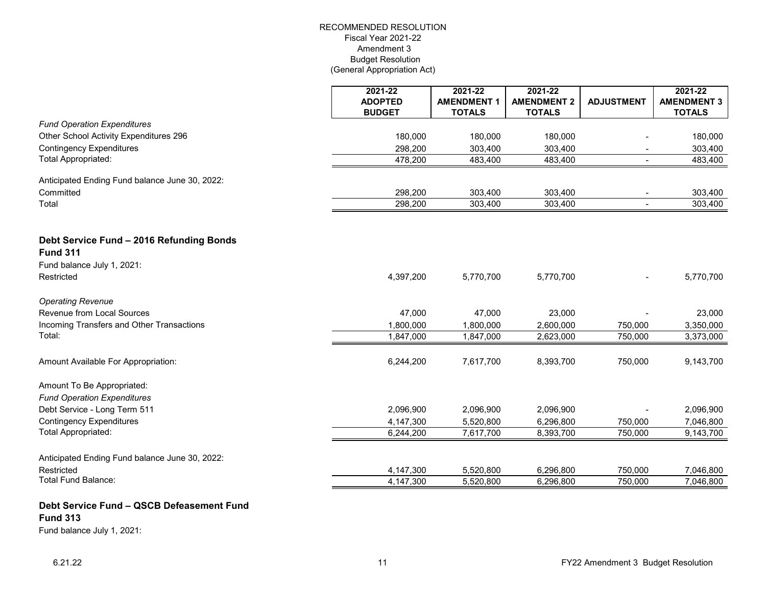RECOMMENDED RESOLUTION
Fiscal Year 2021-22
Amendment 3
Budget Resolution
(General Appropriation Act)

| | 2021-22 ADOPTED BUDGET | 2021-22 AMENDMENT 1 TOTALS | 2021-22 AMENDMENT 2 TOTALS | ADJUSTMENT | 2021-22 AMENDMENT 3 TOTALS |
|---|---|---|---|---|---|
| *Fund Operation Expenditures* | | | | | |
| Other School Activity Expenditures 296 | 180,000 | 180,000 | 180,000 | - | 180,000 |
| Contingency Expenditures | 298,200 | 303,400 | 303,400 | - | 303,400 |
| Total Appropriated: | 478,200 | 483,400 | 483,400 | - | 483,400 |
| | | | | | |
| Anticipated Ending Fund balance June 30, 2022: | | | | | |
| Committed | 298,200 | 303,400 | 303,400 | - | 303,400 |
| Total | 298,200 | 303,400 | 303,400 | - | 303,400 |

## Debt Service Fund – 2016 Refunding Bonds
## Fund 311

| | 2021-22 ADOPTED BUDGET | 2021-22 AMENDMENT 1 TOTALS | 2021-22 AMENDMENT 2 TOTALS | ADJUSTMENT | 2021-22 AMENDMENT 3 TOTALS |
|---|---|---|---|---|---|
| Fund balance July 1, 2021: | | | | | |
| Restricted | 4,397,200 | 5,770,700 | 5,770,700 | - | 5,770,700 |
| | | | | | |
| *Operating Revenue* | | | | | |
| Revenue from Local Sources | 47,000 | 47,000 | 23,000 | - | 23,000 |
| Incoming Transfers and Other Transactions | 1,800,000 | 1,800,000 | 2,600,000 | 750,000 | 3,350,000 |
| Total: | 1,847,000 | 1,847,000 | 2,623,000 | 750,000 | 3,373,000 |
| | | | | | |
| Amount Available For Appropriation: | 6,244,200 | 7,617,700 | 8,393,700 | 750,000 | 9,143,700 |
| | | | | | |
| Amount To Be Appropriated: | | | | | |
| *Fund Operation Expenditures* | | | | | |
| Debt Service - Long Term 511 | 2,096,900 | 2,096,900 | 2,096,900 | - | 2,096,900 |
| Contingency Expenditures | 4,147,300 | 5,520,800 | 6,296,800 | 750,000 | 7,046,800 |
| Total Appropriated: | 6,244,200 | 7,617,700 | 8,393,700 | 750,000 | 9,143,700 |
| | | | | | |
| Anticipated Ending Fund balance June 30, 2022: | | | | | |
| Restricted | 4,147,300 | 5,520,800 | 6,296,800 | 750,000 | 7,046,800 |
| Total Fund Balance: | 4,147,300 | 5,520,800 | 6,296,800 | 750,000 | 7,046,800 |

## Debt Service Fund – QSCB Defeasement Fund
## Fund 313

Fund balance July 1, 2021: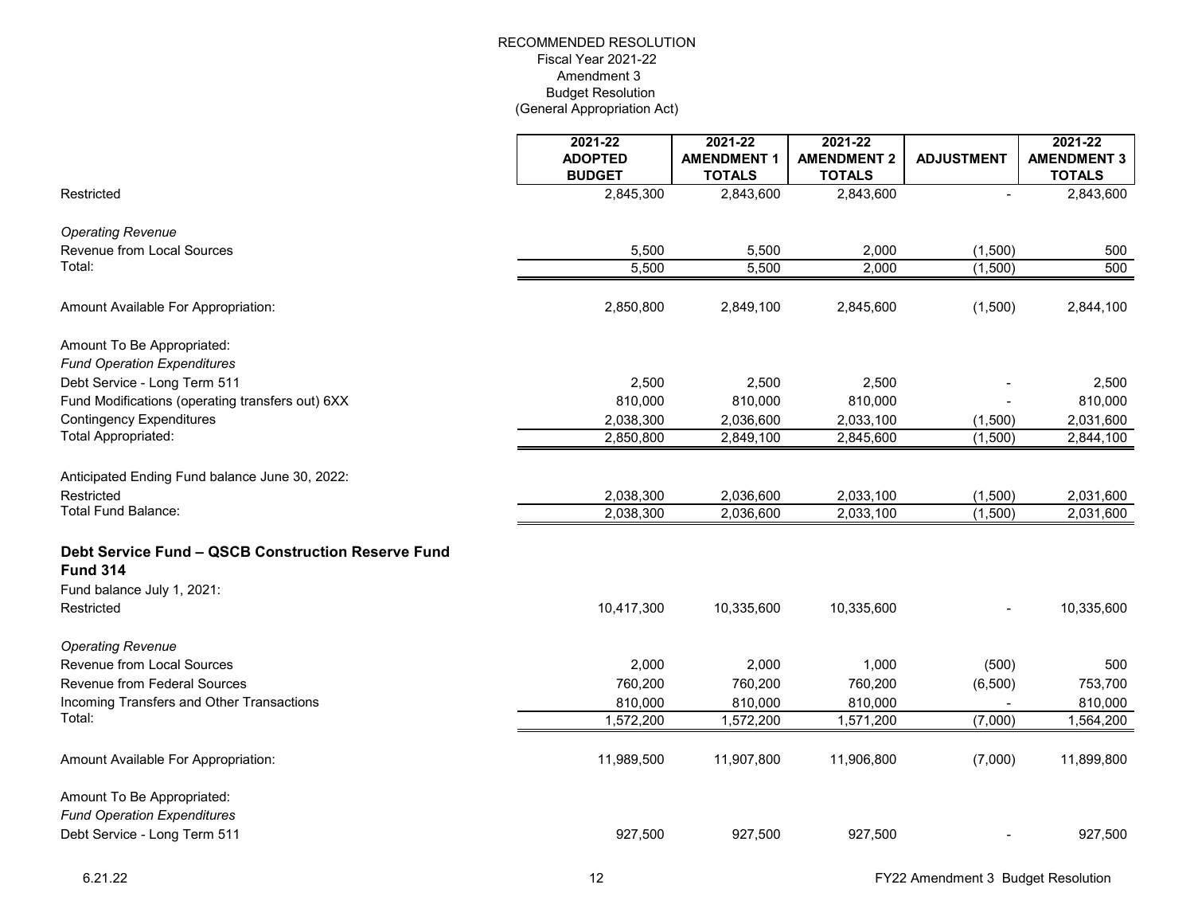RECOMMENDED RESOLUTION
Fiscal Year 2021-22
Amendment 3
Budget Resolution
(General Appropriation Act)

| | 2021-22 ADOPTED BUDGET | 2021-22 AMENDMENT 1 TOTALS | 2021-22 AMENDMENT 2 TOTALS | ADJUSTMENT | 2021-22 AMENDMENT 3 TOTALS |
|---|---|---|---|---|---|
| Restricted | 2,845,300 | 2,843,600 | 2,843,600 | - | 2,843,600 |
| *Operating Revenue* | | | | | |
| Revenue from Local Sources | 5,500 | 5,500 | 2,000 | (1,500) | 500 |
| Total: | 5,500 | 5,500 | 2,000 | (1,500) | 500 |
| Amount Available For Appropriation: | 2,850,800 | 2,849,100 | 2,845,600 | (1,500) | 2,844,100 |
| Amount To Be Appropriated: | | | | | |
| *Fund Operation Expenditures* | | | | | |
| Debt Service - Long Term 511 | 2,500 | 2,500 | 2,500 | - | 2,500 |
| Fund Modifications (operating transfers out) 6XX | 810,000 | 810,000 | 810,000 | - | 810,000 |
| Contingency Expenditures | 2,038,300 | 2,036,600 | 2,033,100 | (1,500) | 2,031,600 |
| Total Appropriated: | 2,850,800 | 2,849,100 | 2,845,600 | (1,500) | 2,844,100 |
| Anticipated Ending Fund balance June 30, 2022: | | | | | |
| Restricted | 2,038,300 | 2,036,600 | 2,033,100 | (1,500) | 2,031,600 |
| Total Fund Balance: | 2,038,300 | 2,036,600 | 2,033,100 | (1,500) | 2,031,600 |
| **Debt Service Fund – QSCB Construction Reserve Fund Fund 314** | | | | | |
| Fund balance July 1, 2021: | | | | | |
| Restricted | 10,417,300 | 10,335,600 | 10,335,600 | - | 10,335,600 |
| *Operating Revenue* | | | | | |
| Revenue from Local Sources | 2,000 | 2,000 | 1,000 | (500) | 500 |
| Revenue from Federal Sources | 760,200 | 760,200 | 760,200 | (6,500) | 753,700 |
| Incoming Transfers and Other Transactions | 810,000 | 810,000 | 810,000 | - | 810,000 |
| Total: | 1,572,200 | 1,572,200 | 1,571,200 | (7,000) | 1,564,200 |
| Amount Available For Appropriation: | 11,989,500 | 11,907,800 | 11,906,800 | (7,000) | 11,899,800 |
| Amount To Be Appropriated: | | | | | |
| *Fund Operation Expenditures* | | | | | |
| Debt Service - Long Term 511 | 927,500 | 927,500 | 927,500 | - | 927,500 |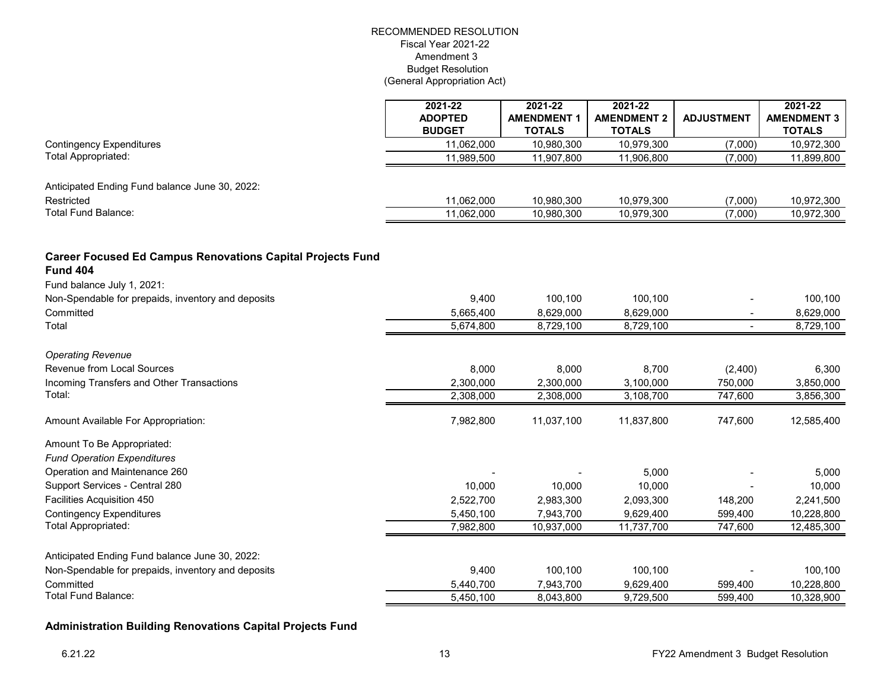RECOMMENDED RESOLUTION
Fiscal Year 2021-22
Amendment 3
Budget Resolution
(General Appropriation Act)

| | 2021-22 ADOPTED BUDGET | 2021-22 AMENDMENT 1 TOTALS | 2021-22 AMENDMENT 2 TOTALS | ADJUSTMENT | 2021-22 AMENDMENT 3 TOTALS |
|---|---|---|---|---|---|
| Contingency Expenditures | 11,062,000 | 10,980,300 | 10,979,300 | (7,000) | 10,972,300 |
| Total Appropriated: | 11,989,500 | 11,907,800 | 11,906,800 | (7,000) | 11,899,800 |
| | | | | | |
| Anticipated Ending Fund balance June 30, 2022: | | | | | |
| Restricted | 11,062,000 | 10,980,300 | 10,979,300 | (7,000) | 10,972,300 |
| Total Fund Balance: | 11,062,000 | 10,980,300 | 10,979,300 | (7,000) | 10,972,300 |

### Career Focused Ed Campus Renovations Capital Projects Fund Fund 404

| | 2021-22 ADOPTED BUDGET | 2021-22 AMENDMENT 1 TOTALS | 2021-22 AMENDMENT 2 TOTALS | ADJUSTMENT | 2021-22 AMENDMENT 3 TOTALS |
|---|---|---|---|---|---|
| Fund balance July 1, 2021: | | | | | |
| Non-Spendable for prepaids, inventory and deposits | 9,400 | 100,100 | 100,100 | - | 100,100 |
| Committed | 5,665,400 | 8,629,000 | 8,629,000 | - | 8,629,000 |
| Total | 5,674,800 | 8,729,100 | 8,729,100 | - | 8,729,100 |
| | | | | | |
| *Operating Revenue* | | | | | |
| Revenue from Local Sources | 8,000 | 8,000 | 8,700 | (2,400) | 6,300 |
| Incoming Transfers and Other Transactions | 2,300,000 | 2,300,000 | 3,100,000 | 750,000 | 3,850,000 |
| Total: | 2,308,000 | 2,308,000 | 3,108,700 | 747,600 | 3,856,300 |
| | | | | | |
| Amount Available For Appropriation: | 7,982,800 | 11,037,100 | 11,837,800 | 747,600 | 12,585,400 |
| | | | | | |
| Amount To Be Appropriated: | | | | | |
| *Fund Operation Expenditures* | | | | | |
| Operation and Maintenance 260 | - | - | 5,000 | - | 5,000 |
| Support Services - Central 280 | 10,000 | 10,000 | 10,000 | - | 10,000 |
| Facilities Acquisition 450 | 2,522,700 | 2,983,300 | 2,093,300 | 148,200 | 2,241,500 |
| Contingency Expenditures | 5,450,100 | 7,943,700 | 9,629,400 | 599,400 | 10,228,800 |
| Total Appropriated: | 7,982,800 | 10,937,000 | 11,737,700 | 747,600 | 12,485,300 |
| | | | | | |
| Anticipated Ending Fund balance June 30, 2022: | | | | | |
| Non-Spendable for prepaids, inventory and deposits | 9,400 | 100,100 | 100,100 | - | 100,100 |
| Committed | 5,440,700 | 7,943,700 | 9,629,400 | 599,400 | 10,228,800 |
| Total Fund Balance: | 5,450,100 | 8,043,800 | 9,729,500 | 599,400 | 10,328,900 |

### Administration Building Renovations Capital Projects Fund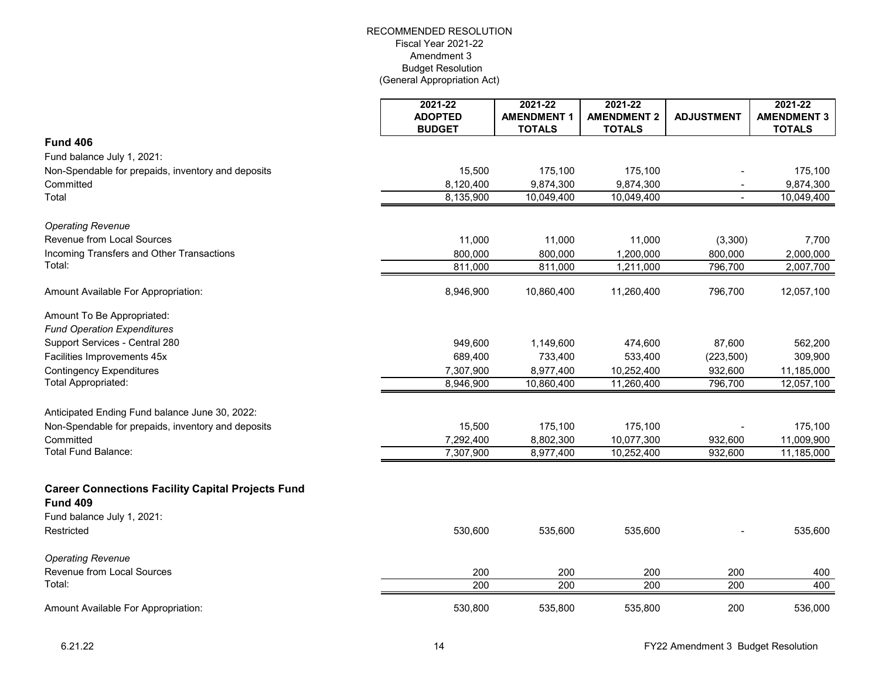RECOMMENDED RESOLUTION
Fiscal Year 2021-22
Amendment 3
Budget Resolution
(General Appropriation Act)

| | 2021-22 ADOPTED BUDGET | 2021-22 AMENDMENT 1 TOTALS | 2021-22 AMENDMENT 2 TOTALS | ADJUSTMENT | 2021-22 AMENDMENT 3 TOTALS |
|---|---|---|---|---|---|
| **Fund 406** | | | | | |
| Fund balance July 1, 2021: | | | | | |
| Non-Spendable for prepaids, inventory and deposits | 15,500 | 175,100 | 175,100 | - | 175,100 |
| Committed | 8,120,400 | 9,874,300 | 9,874,300 | - | 9,874,300 |
| Total | 8,135,900 | 10,049,400 | 10,049,400 | - | 10,049,400 |
| *Operating Revenue* | | | | | |
| Revenue from Local Sources | 11,000 | 11,000 | 11,000 | (3,300) | 7,700 |
| Incoming Transfers and Other Transactions | 800,000 | 800,000 | 1,200,000 | 800,000 | 2,000,000 |
| Total: | 811,000 | 811,000 | 1,211,000 | 796,700 | 2,007,700 |
| Amount Available For Appropriation: | 8,946,900 | 10,860,400 | 11,260,400 | 796,700 | 12,057,100 |
| Amount To Be Appropriated: | | | | | |
| *Fund Operation Expenditures* | | | | | |
| Support Services - Central 280 | 949,600 | 1,149,600 | 474,600 | 87,600 | 562,200 |
| Facilities Improvements 45x | 689,400 | 733,400 | 533,400 | (223,500) | 309,900 |
| Contingency Expenditures | 7,307,900 | 8,977,400 | 10,252,400 | 932,600 | 11,185,000 |
| Total Appropriated: | 8,946,900 | 10,860,400 | 11,260,400 | 796,700 | 12,057,100 |
| Anticipated Ending Fund balance June 30, 2022: | | | | | |
| Non-Spendable for prepaids, inventory and deposits | 15,500 | 175,100 | 175,100 | - | 175,100 |
| Committed | 7,292,400 | 8,802,300 | 10,077,300 | 932,600 | 11,009,900 |
| Total Fund Balance: | 7,307,900 | 8,977,400 | 10,252,400 | 932,600 | 11,185,000 |
| **Career Connections Facility Capital Projects Fund** | | | | | |
| **Fund 409** | | | | | |
| Fund balance July 1, 2021: | | | | | |
| Restricted | 530,600 | 535,600 | 535,600 | - | 535,600 |
| *Operating Revenue* | | | | | |
| Revenue from Local Sources | 200 | 200 | 200 | 200 | 400 |
| Total: | 200 | 200 | 200 | 200 | 400 |
| Amount Available For Appropriation: | 530,800 | 535,800 | 535,800 | 200 | 536,000 |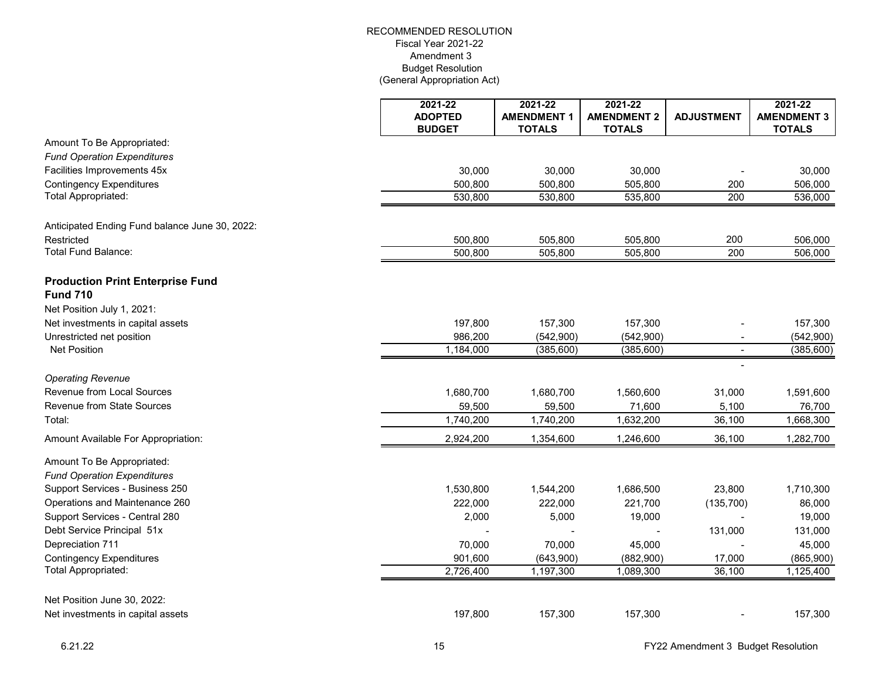RECOMMENDED RESOLUTION
Fiscal Year 2021-22
Amendment 3
Budget Resolution
(General Appropriation Act)

| | 2021-22 ADOPTED BUDGET | 2021-22 AMENDMENT 1 TOTALS | 2021-22 AMENDMENT 2 TOTALS | ADJUSTMENT | 2021-22 AMENDMENT 3 TOTALS |
|---|---|---|---|---|---|
| Amount To Be Appropriated: | | | | | |
| *Fund Operation Expenditures* | | | | | |
| Facilities Improvements 45x | 30,000 | 30,000 | 30,000 | - | 30,000 |
| Contingency Expenditures | 500,800 | 500,800 | 505,800 | 200 | 506,000 |
| Total Appropriated: | 530,800 | 530,800 | 535,800 | 200 | 536,000 |
| | | | | | |
| Anticipated Ending Fund balance June 30, 2022: | | | | | |
| Restricted | 500,800 | 505,800 | 505,800 | 200 | 506,000 |
| Total Fund Balance: | 500,800 | 505,800 | 505,800 | 200 | 506,000 |
| | | | | | |
| **Production Print Enterprise Fund Fund 710** | | | | | |
| Net Position July 1, 2021: | | | | | |
| Net investments in capital assets | 197,800 | 157,300 | 157,300 | - | 157,300 |
| Unrestricted net position | 986,200 | (542,900) | (542,900) | - | (542,900) |
| Net Position | 1,184,000 | (385,600) | (385,600) | - | (385,600) |
| | | | | - | |
| *Operating Revenue* | | | | | |
| Revenue from Local Sources | 1,680,700 | 1,680,700 | 1,560,600 | 31,000 | 1,591,600 |
| Revenue from State Sources | 59,500 | 59,500 | 71,600 | 5,100 | 76,700 |
| Total: | 1,740,200 | 1,740,200 | 1,632,200 | 36,100 | 1,668,300 |
| Amount Available For Appropriation: | 2,924,200 | 1,354,600 | 1,246,600 | 36,100 | 1,282,700 |
| | | | | | |
| Amount To Be Appropriated: | | | | | |
| *Fund Operation Expenditures* | | | | | |
| Support Services - Business 250 | 1,530,800 | 1,544,200 | 1,686,500 | 23,800 | 1,710,300 |
| Operations and Maintenance 260 | 222,000 | 222,000 | 221,700 | (135,700) | 86,000 |
| Support Services - Central 280 | 2,000 | 5,000 | 19,000 | - | 19,000 |
| Debt Service Principal 51x | - | - | - | 131,000 | 131,000 |
| Depreciation 711 | 70,000 | 70,000 | 45,000 | - | 45,000 |
| Contingency Expenditures | 901,600 | (643,900) | (882,900) | 17,000 | (865,900) |
| Total Appropriated: | 2,726,400 | 1,197,300 | 1,089,300 | 36,100 | 1,125,400 |
| | | | | | |
| Net Position June 30, 2022: | | | | | |
| Net investments in capital assets | 197,800 | 157,300 | 157,300 | - | 157,300 |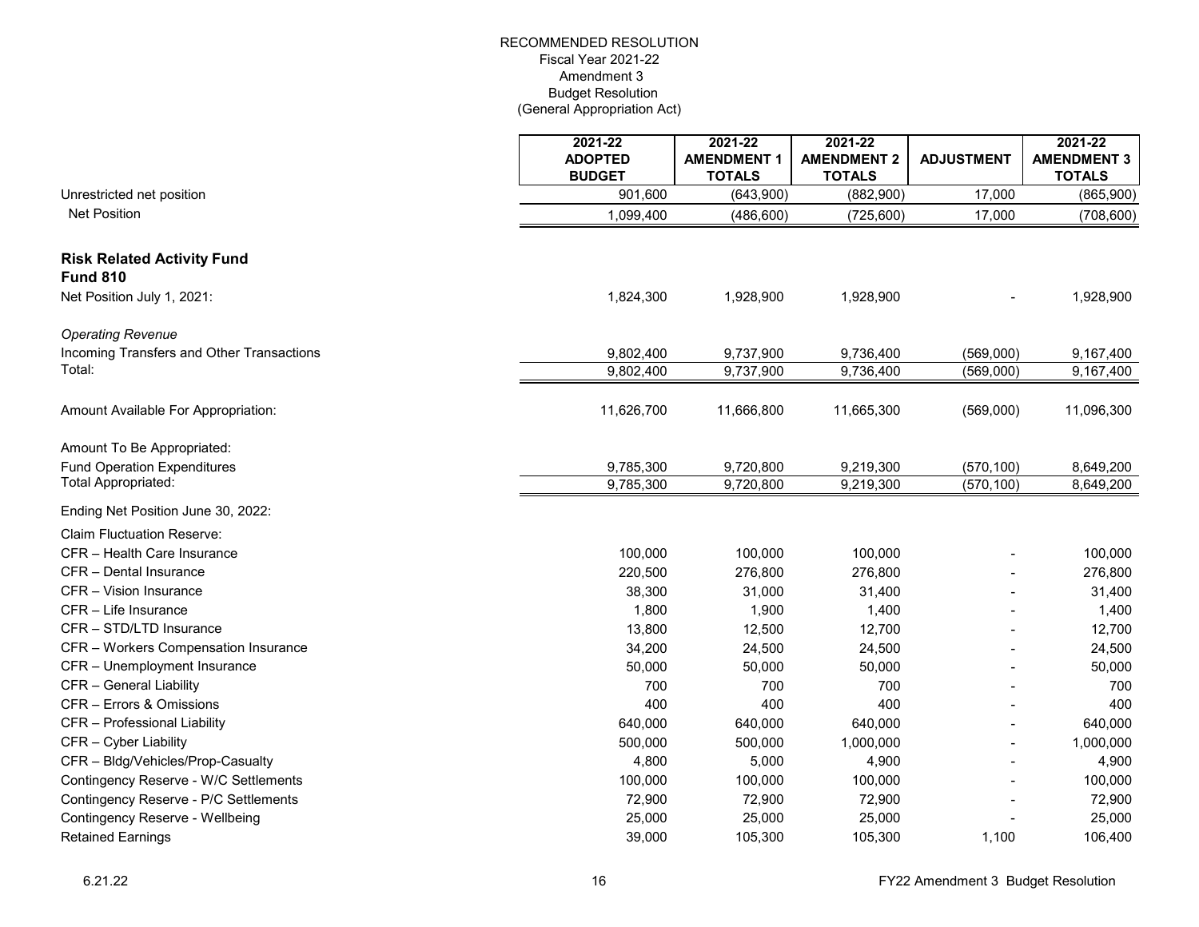RECOMMENDED RESOLUTION
Fiscal Year 2021-22
Amendment 3
Budget Resolution
(General Appropriation Act)

| | 2021-22 ADOPTED BUDGET | 2021-22 AMENDMENT 1 TOTALS | 2021-22 AMENDMENT 2 TOTALS | ADJUSTMENT | 2021-22 AMENDMENT 3 TOTALS |
|---|---|---|---|---|---|
| Unrestricted net position | 901,600 | (643,900) | (882,900) | 17,000 | (865,900) |
| Net Position | 1,099,400 | (486,600) | (725,600) | 17,000 | (708,600) |
| | | | | | |
| **Risk Related Activity Fund** | | | | | |
| **Fund 810** | | | | | |
| Net Position July 1, 2021: | 1,824,300 | 1,928,900 | 1,928,900 | - | 1,928,900 |
| | | | | | |
| *Operating Revenue* | | | | | |
| Incoming Transfers and Other Transactions | 9,802,400 | 9,737,900 | 9,736,400 | (569,000) | 9,167,400 |
| Total: | 9,802,400 | 9,737,900 | 9,736,400 | (569,000) | 9,167,400 |
| | | | | | |
| Amount Available For Appropriation: | 11,626,700 | 11,666,800 | 11,665,300 | (569,000) | 11,096,300 |
| | | | | | |
| Amount To Be Appropriated: | | | | | |
| Fund Operation Expenditures | 9,785,300 | 9,720,800 | 9,219,300 | (570,100) | 8,649,200 |
| Total Appropriated: | 9,785,300 | 9,720,800 | 9,219,300 | (570,100) | 8,649,200 |
| | | | | | |
| Ending Net Position June 30, 2022: | | | | | |
| Claim Fluctuation Reserve: | | | | | |
| CFR – Health Care Insurance | 100,000 | 100,000 | 100,000 | - | 100,000 |
| CFR – Dental Insurance | 220,500 | 276,800 | 276,800 | - | 276,800 |
| CFR – Vision Insurance | 38,300 | 31,000 | 31,400 | - | 31,400 |
| CFR – Life Insurance | 1,800 | 1,900 | 1,400 | - | 1,400 |
| CFR – STD/LTD Insurance | 13,800 | 12,500 | 12,700 | - | 12,700 |
| CFR – Workers Compensation Insurance | 34,200 | 24,500 | 24,500 | - | 24,500 |
| CFR – Unemployment Insurance | 50,000 | 50,000 | 50,000 | - | 50,000 |
| CFR – General Liability | 700 | 700 | 700 | - | 700 |
| CFR – Errors & Omissions | 400 | 400 | 400 | - | 400 |
| CFR – Professional Liability | 640,000 | 640,000 | 640,000 | - | 640,000 |
| CFR – Cyber Liability | 500,000 | 500,000 | 1,000,000 | - | 1,000,000 |
| CFR – Bldg/Vehicles/Prop-Casualty | 4,800 | 5,000 | 4,900 | - | 4,900 |
| Contingency Reserve - W/C Settlements | 100,000 | 100,000 | 100,000 | - | 100,000 |
| Contingency Reserve - P/C Settlements | 72,900 | 72,900 | 72,900 | - | 72,900 |
| Contingency Reserve - Wellbeing | 25,000 | 25,000 | 25,000 | - | 25,000 |
| Retained Earnings | 39,000 | 105,300 | 105,300 | 1,100 | 106,400 |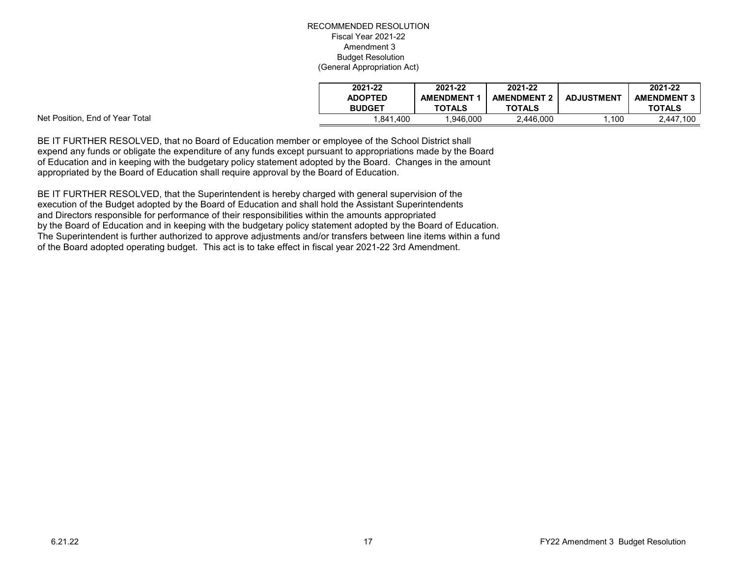RECOMMENDED RESOLUTION
Fiscal Year 2021-22
Amendment 3
Budget Resolution
(General Appropriation Act)

| | 2021-22 ADOPTED BUDGET | 2021-22 AMENDMENT 1 TOTALS | 2021-22 AMENDMENT 2 TOTALS | ADJUSTMENT | 2021-22 AMENDMENT 3 TOTALS |
|---|---|---|---|---|---|
| Net Position, End of Year Total | 1,841,400 | 1,946,000 | 2,446,000 | 1,100 | 2,447,100 |

BE IT FURTHER RESOLVED, that no Board of Education member or employee of the School District shall expend any funds or obligate the expenditure of any funds except pursuant to appropriations made by the Board of Education and in keeping with the budgetary policy statement adopted by the Board. Changes in the amount appropriated by the Board of Education shall require approval by the Board of Education.

BE IT FURTHER RESOLVED, that the Superintendent is hereby charged with general supervision of the execution of the Budget adopted by the Board of Education and shall hold the Assistant Superintendents and Directors responsible for performance of their responsibilities within the amounts appropriated by the Board of Education and in keeping with the budgetary policy statement adopted by the Board of Education. The Superintendent is further authorized to approve adjustments and/or transfers between line items within a fund of the Board adopted operating budget. This act is to take effect in fiscal year 2021-22 3rd Amendment.